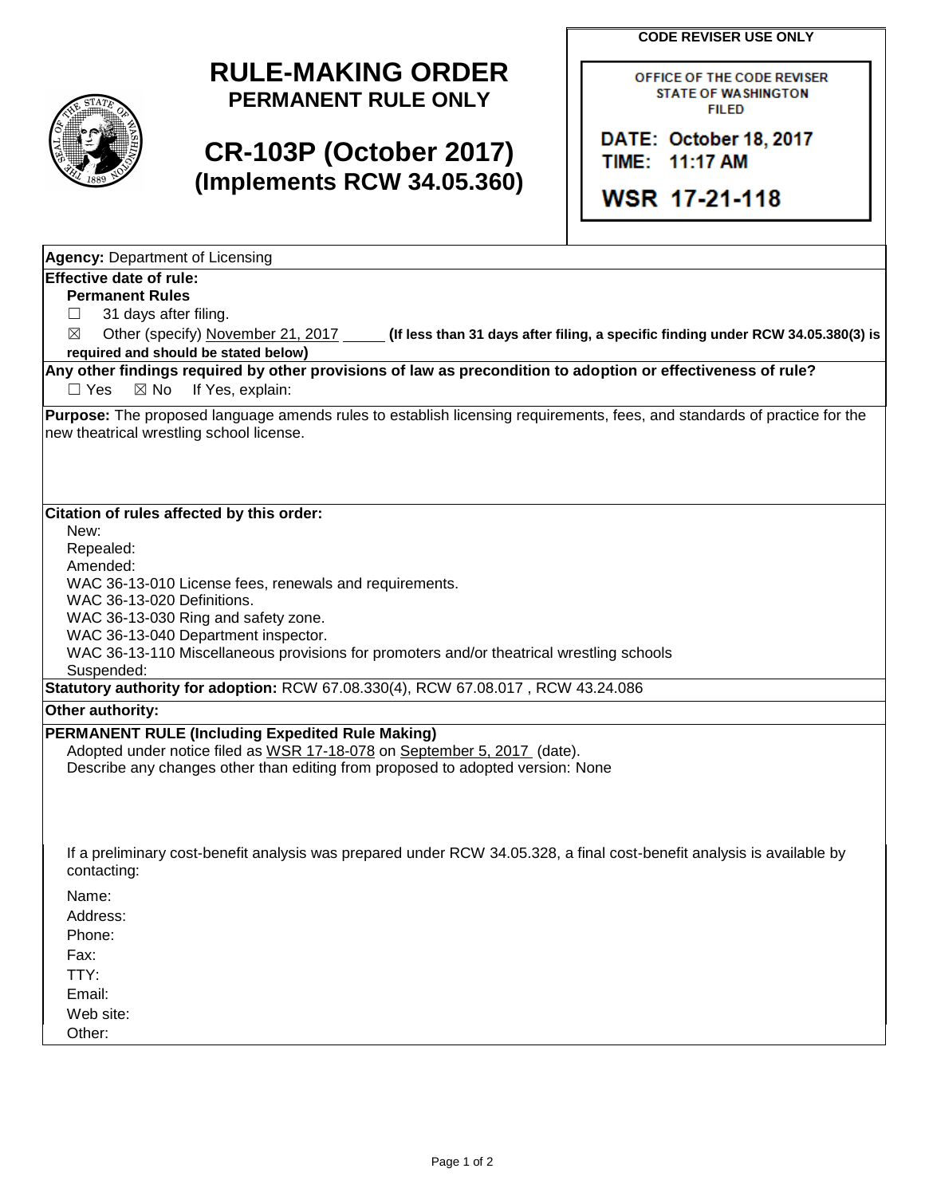# RULE-MAKING ORDER

**PERMANENT RULE ONLY**

# CR-103P (October 2017)

**(Implements RCW 34.05.360)**

**CODE REVISER USE ONLY**

OFFICE OF THE CODE REVISER
STATE OF WASHINGTON
FILED

DATE: October 18, 2017
TIME: 11:17 AM

WSR 17-21-118

**Agency:** Department of Licensing

**Effective date of rule:**

**Permanent Rules**

☐ 31 days after filing.

☒ Other (specify) November 21, 2017 **(If less than 31 days after filing, a specific finding under RCW 34.05.380(3) is required and should be stated below)**

**Any other findings required by other provisions of law as precondition to adoption or effectiveness of rule?**

☐ Yes ☒ No If Yes, explain:

**Purpose:** The proposed language amends rules to establish licensing requirements, fees, and standards of practice for the new theatrical wrestling school license.

**Citation of rules affected by this order:**

New:
Repealed:
Amended:
WAC 36-13-010 License fees, renewals and requirements.
WAC 36-13-020 Definitions.
WAC 36-13-030 Ring and safety zone.
WAC 36-13-040 Department inspector.
WAC 36-13-110 Miscellaneous provisions for promoters and/or theatrical wrestling schools
Suspended:

**Statutory authority for adoption:** RCW 67.08.330(4), RCW 67.08.017 , RCW 43.24.086

**Other authority:**

**PERMANENT RULE (Including Expedited Rule Making)**

Adopted under notice filed as WSR 17-18-078 on September 5, 2017 (date).

Describe any changes other than editing from proposed to adopted version: None

If a preliminary cost-benefit analysis was prepared under RCW 34.05.328, a final cost-benefit analysis is available by contacting:

Name:
Address:
Phone:
Fax:
TTY:
Email:
Web site:
Other: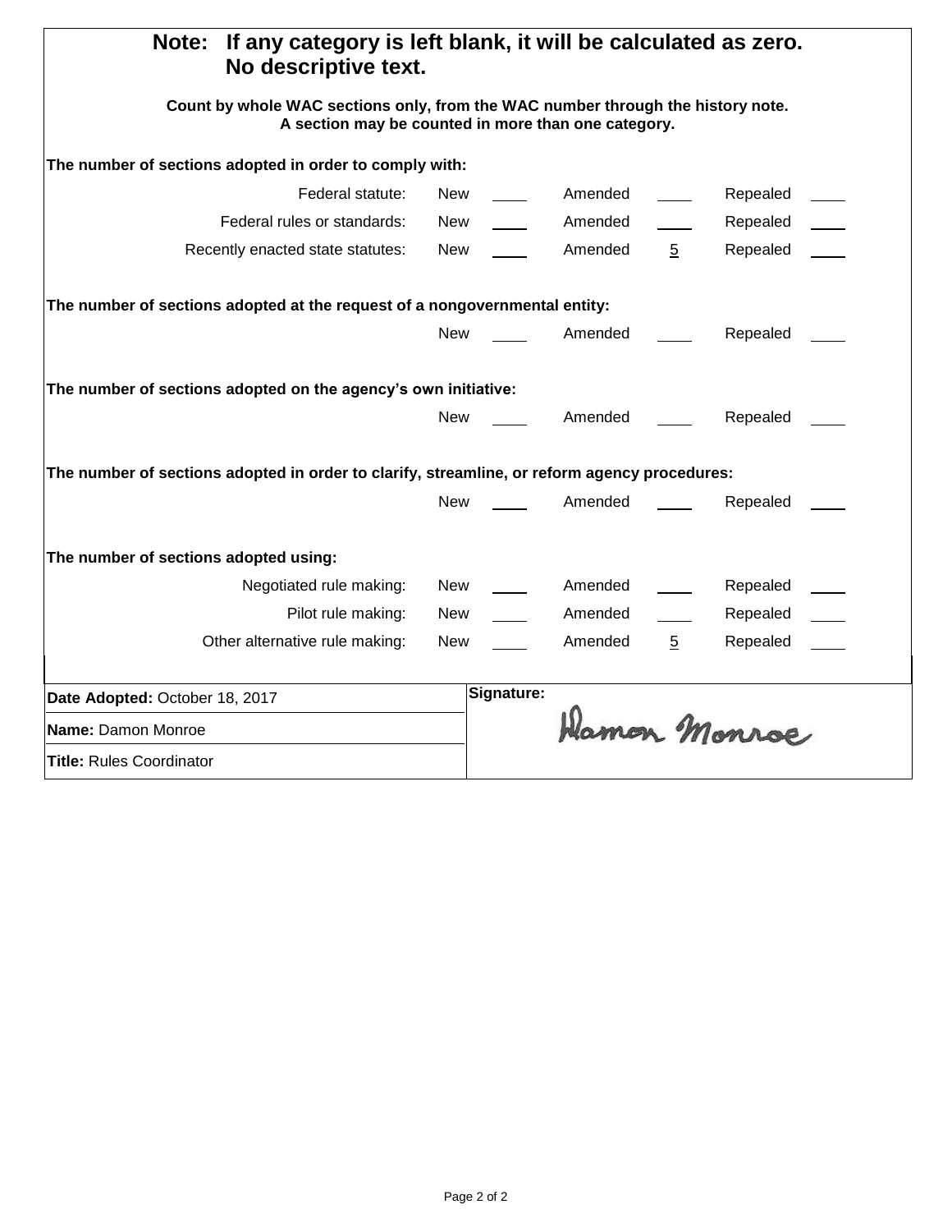**Note: If any category is left blank, it will be calculated as zero. No descriptive text.**

**Count by whole WAC sections only, from the WAC number through the history note. A section may be counted in more than one category.**

**The number of sections adopted in order to comply with:**

| | | | | | | |
|---|---|---|---|---|---|---|
| Federal statute: | New | | Amended | | Repealed | |
| Federal rules or standards: | New | | Amended | | Repealed | |
| Recently enacted state statutes: | New | | Amended | 5 | Repealed | |

**The number of sections adopted at the request of a nongovernmental entity:**

| | | | | | |
|---|---|---|---|---|---|
| New | | Amended | | Repealed | |

**The number of sections adopted on the agency's own initiative:**

| | | | | | |
|---|---|---|---|---|---|
| New | | Amended | | Repealed | |

**The number of sections adopted in order to clarify, streamline, or reform agency procedures:**

| | | | | | |
|---|---|---|---|---|---|
| New | | Amended | | Repealed | |

**The number of sections adopted using:**

| | | | | | | |
|---|---|---|---|---|---|---|
| Negotiated rule making: | New | | Amended | | Repealed | |
| Pilot rule making: | New | | Amended | | Repealed | |
| Other alternative rule making: | New | | Amended | 5 | Repealed | |

| | |
|---|---|
| **Date Adopted:** October 18, 2017 | **Signature:** Damon Monroe |
| **Name:** Damon Monroe | |
| **Title:** Rules Coordinator | |